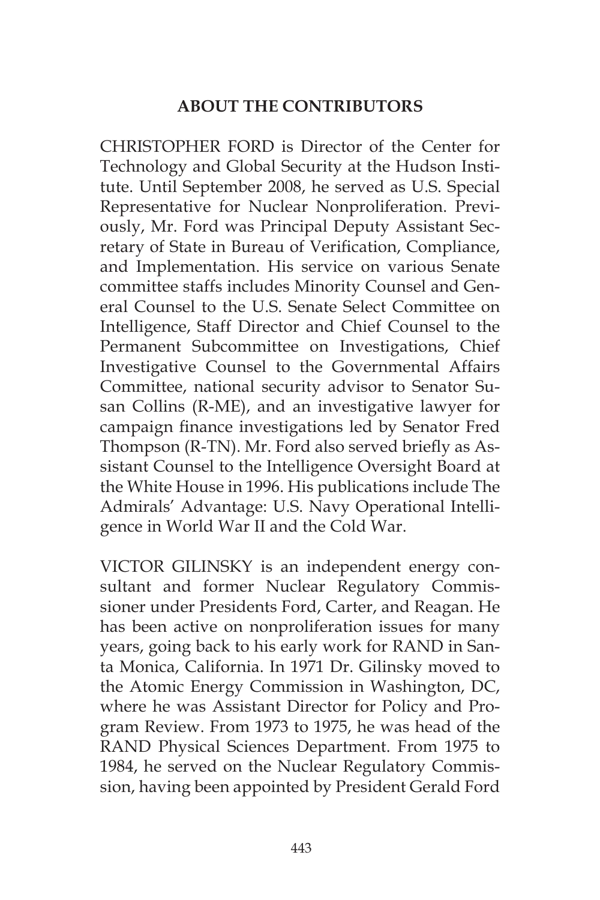## ABOUT THE CONTRIBUTORS

CHRISTOPHER FORD is Director of the Center for Technology and Global Security at the Hudson Institute. Until September 2008, he served as U.S. Special Representative for Nuclear Nonproliferation. Previously, Mr. Ford was Principal Deputy Assistant Secretary of State in Bureau of Verification, Compliance, and Implementation. His service on various Senate committee staffs includes Minority Counsel and General Counsel to the U.S. Senate Select Committee on Intelligence, Staff Director and Chief Counsel to the Permanent Subcommittee on Investigations, Chief Investigative Counsel to the Governmental Affairs Committee, national security advisor to Senator Susan Collins (R-ME), and an investigative lawyer for campaign finance investigations led by Senator Fred Thompson (R-TN). Mr. Ford also served briefly as Assistant Counsel to the Intelligence Oversight Board at the White House in 1996. His publications include The Admirals' Advantage: U.S. Navy Operational Intelligence in World War II and the Cold War.

VICTOR GILINSKY is an independent energy consultant and former Nuclear Regulatory Commissioner under Presidents Ford, Carter, and Reagan. He has been active on nonproliferation issues for many years, going back to his early work for RAND in Santa Monica, California. In 1971 Dr. Gilinsky moved to the Atomic Energy Commission in Washington, DC, where he was Assistant Director for Policy and Program Review. From 1973 to 1975, he was head of the RAND Physical Sciences Department. From 1975 to 1984, he served on the Nuclear Regulatory Commission, having been appointed by President Gerald Ford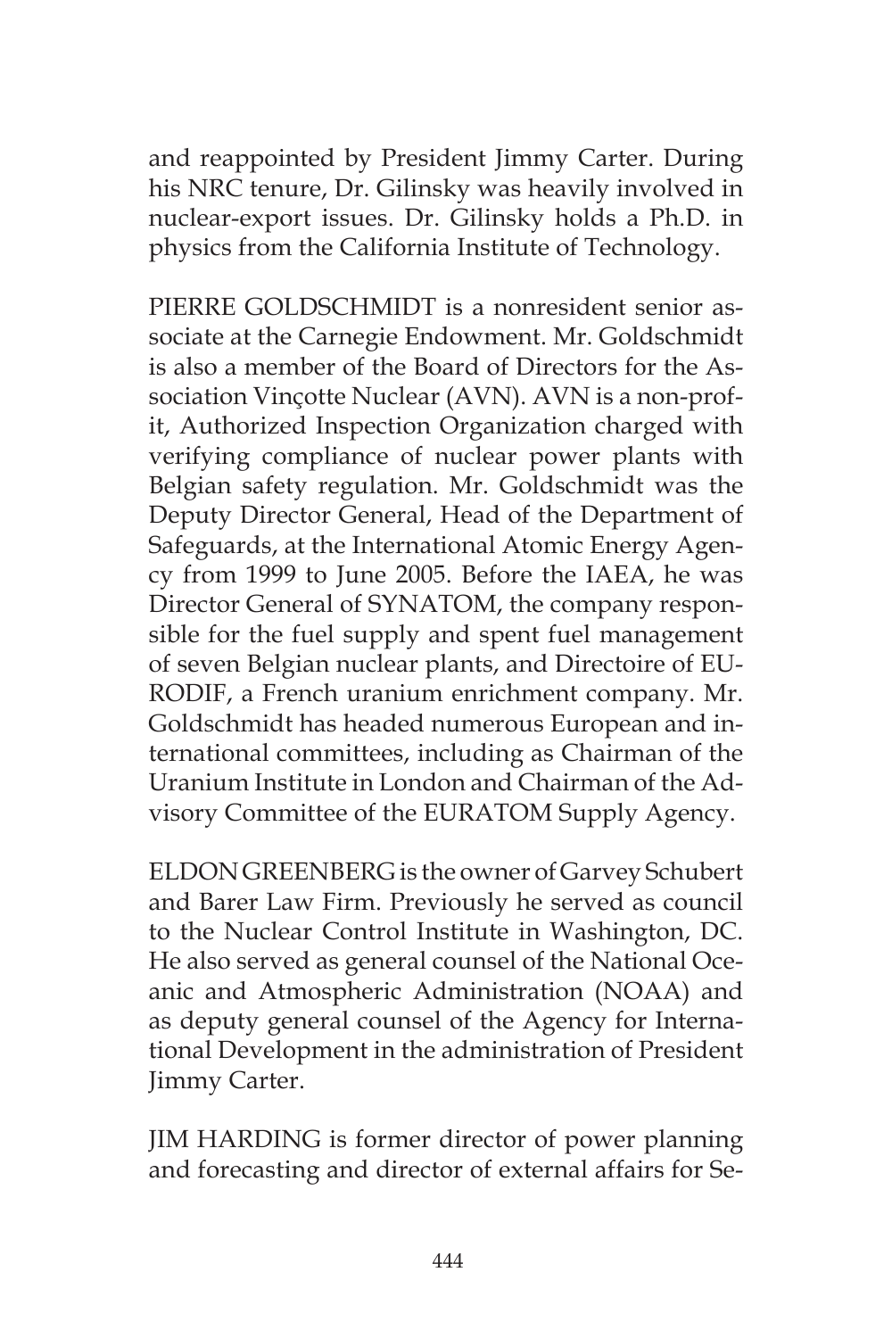and reappointed by President Jimmy Carter. During his NRC tenure, Dr. Gilinsky was heavily involved in nuclear-export issues. Dr. Gilinsky holds a Ph.D. in physics from the California Institute of Technology.

PIERRE GOLDSCHMIDT is a nonresident senior associate at the Carnegie Endowment. Mr. Goldschmidt is also a member of the Board of Directors for the Association Vinçotte Nuclear (AVN). AVN is a non-profit, Authorized Inspection Organization charged with verifying compliance of nuclear power plants with Belgian safety regulation. Mr. Goldschmidt was the Deputy Director General, Head of the Department of Safeguards, at the International Atomic Energy Agency from 1999 to June 2005. Before the IAEA, he was Director General of SYNATOM, the company responsible for the fuel supply and spent fuel management of seven Belgian nuclear plants, and Directoire of EURODIF, a French uranium enrichment company. Mr. Goldschmidt has headed numerous European and international committees, including as Chairman of the Uranium Institute in London and Chairman of the Advisory Committee of the EURATOM Supply Agency.

ELDON GREENBERG is the owner of Garvey Schubert and Barer Law Firm. Previously he served as council to the Nuclear Control Institute in Washington, DC. He also served as general counsel of the National Oceanic and Atmospheric Administration (NOAA) and as deputy general counsel of the Agency for International Development in the administration of President Jimmy Carter.

JIM HARDING is former director of power planning and forecasting and director of external affairs for Se-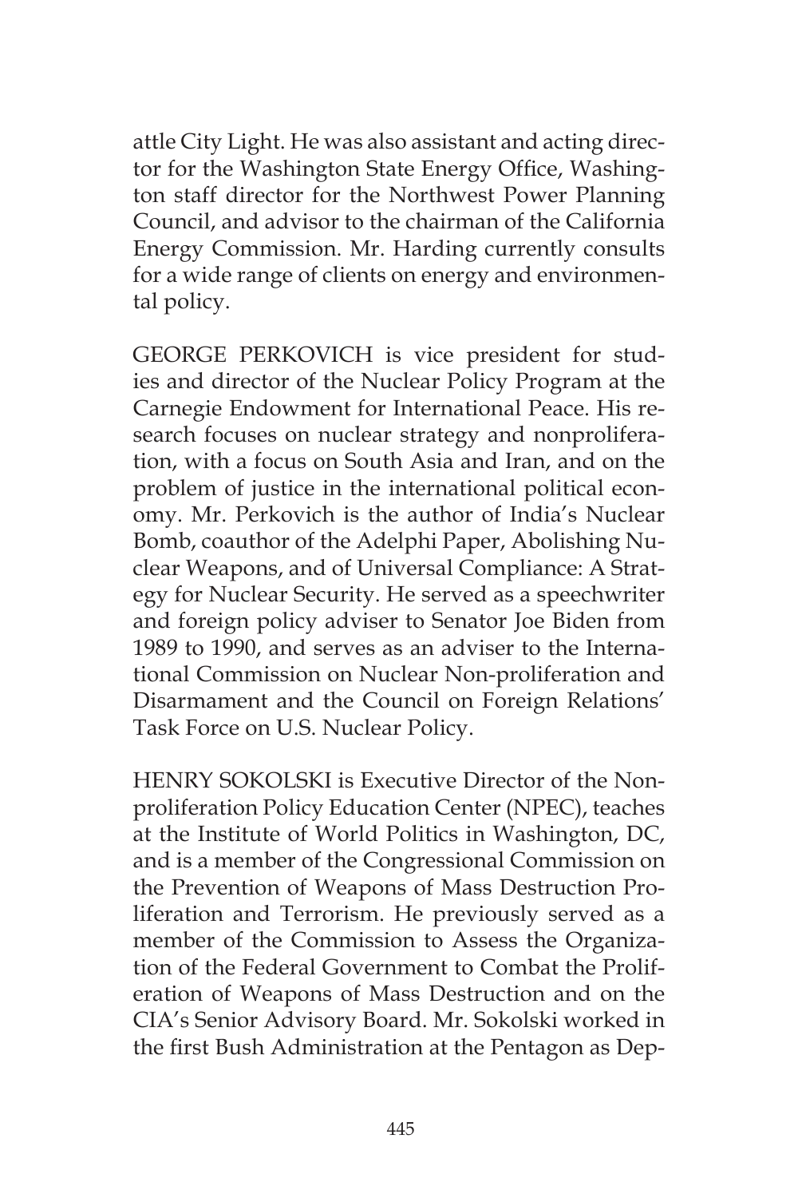attle City Light. He was also assistant and acting director for the Washington State Energy Office, Washington staff director for the Northwest Power Planning Council, and advisor to the chairman of the California Energy Commission. Mr. Harding currently consults for a wide range of clients on energy and environmental policy.

GEORGE PERKOVICH is vice president for studies and director of the Nuclear Policy Program at the Carnegie Endowment for International Peace. His research focuses on nuclear strategy and nonproliferation, with a focus on South Asia and Iran, and on the problem of justice in the international political economy. Mr. Perkovich is the author of India's Nuclear Bomb, coauthor of the Adelphi Paper, Abolishing Nuclear Weapons, and of Universal Compliance: A Strategy for Nuclear Security. He served as a speechwriter and foreign policy adviser to Senator Joe Biden from 1989 to 1990, and serves as an adviser to the International Commission on Nuclear Non-proliferation and Disarmament and the Council on Foreign Relations' Task Force on U.S. Nuclear Policy.

HENRY SOKOLSKI is Executive Director of the Nonproliferation Policy Education Center (NPEC), teaches at the Institute of World Politics in Washington, DC, and is a member of the Congressional Commission on the Prevention of Weapons of Mass Destruction Proliferation and Terrorism. He previously served as a member of the Commission to Assess the Organization of the Federal Government to Combat the Proliferation of Weapons of Mass Destruction and on the CIA's Senior Advisory Board. Mr. Sokolski worked in the first Bush Administration at the Pentagon as Dep-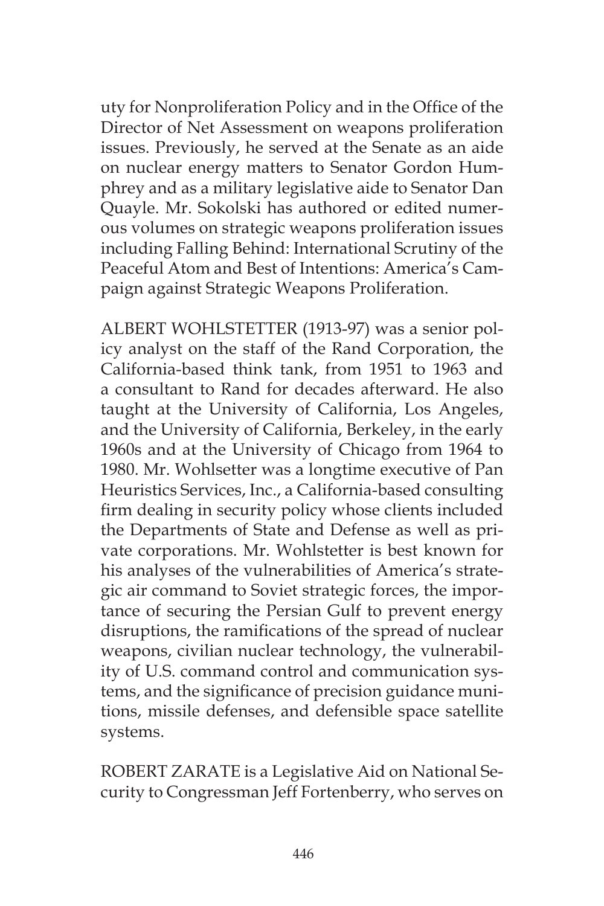uty for Nonproliferation Policy and in the Office of the Director of Net Assessment on weapons proliferation issues. Previously, he served at the Senate as an aide on nuclear energy matters to Senator Gordon Humphrey and as a military legislative aide to Senator Dan Quayle. Mr. Sokolski has authored or edited numerous volumes on strategic weapons proliferation issues including Falling Behind: International Scrutiny of the Peaceful Atom and Best of Intentions: America's Campaign against Strategic Weapons Proliferation.

ALBERT WOHLSTETTER (1913-97) was a senior policy analyst on the staff of the Rand Corporation, the California-based think tank, from 1951 to 1963 and a consultant to Rand for decades afterward. He also taught at the University of California, Los Angeles, and the University of California, Berkeley, in the early 1960s and at the University of Chicago from 1964 to 1980. Mr. Wohlsetter was a longtime executive of Pan Heuristics Services, Inc., a California-based consulting firm dealing in security policy whose clients included the Departments of State and Defense as well as private corporations. Mr. Wohlstetter is best known for his analyses of the vulnerabilities of America's strategic air command to Soviet strategic forces, the importance of securing the Persian Gulf to prevent energy disruptions, the ramifications of the spread of nuclear weapons, civilian nuclear technology, the vulnerability of U.S. command control and communication systems, and the significance of precision guidance munitions, missile defenses, and defensible space satellite systems.

ROBERT ZARATE is a Legislative Aid on National Security to Congressman Jeff Fortenberry, who serves on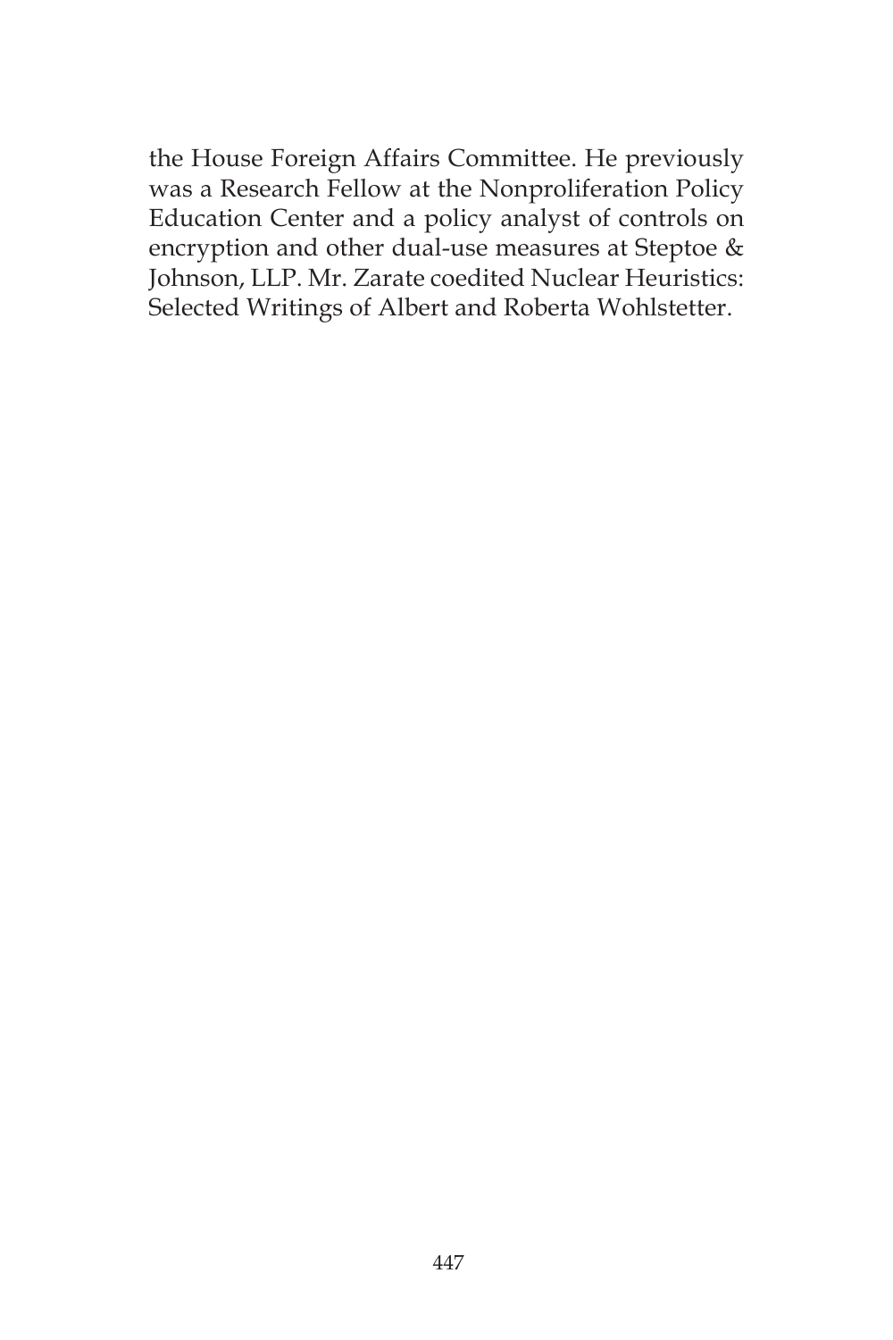the House Foreign Affairs Committee. He previously was a Research Fellow at the Nonproliferation Policy Education Center and a policy analyst of controls on encryption and other dual-use measures at Steptoe & Johnson, LLP. Mr. Zarate coedited Nuclear Heuristics: Selected Writings of Albert and Roberta Wohlstetter.